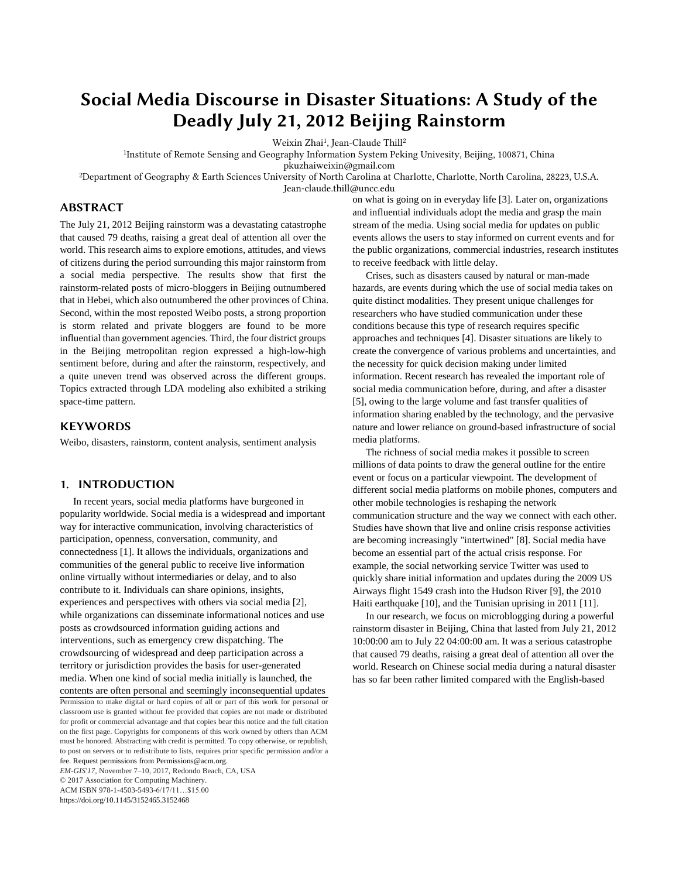# Social Media Discourse in Disaster Situations: A Study of the Deadly July 21, 2012 Beijing Rainstorm

Weixin Zhai[1], Jean-Claude Thill[2]

[1]Institute of Remote Sensing and Geography Information System Peking Univesity, Beijing, 100871, China
pkuzhaiweixin@gmail.com

[2]Department of Geography & Earth Sciences University of North Carolina at Charlotte, Charlotte, North Carolina, 28223, U.S.A.
Jean-claude.thill@uncc.edu

## ABSTRACT

The July 21, 2012 Beijing rainstorm was a devastating catastrophe that caused 79 deaths, raising a great deal of attention all over the world. This research aims to explore emotions, attitudes, and views of citizens during the period surrounding this major rainstorm from a social media perspective. The results show that first the rainstorm-related posts of micro-bloggers in Beijing outnumbered that in Hebei, which also outnumbered the other provinces of China. Second, within the most reposted Weibo posts, a strong proportion is storm related and private bloggers are found to be more influential than government agencies. Third, the four district groups in the Beijing metropolitan region expressed a high-low-high sentiment before, during and after the rainstorm, respectively, and a quite uneven trend was observed across the different groups. Topics extracted through LDA modeling also exhibited a striking space-time pattern.

## KEYWORDS

Weibo, disasters, rainstorm, content analysis, sentiment analysis

## 1. INTRODUCTION

In recent years, social media platforms have burgeoned in popularity worldwide. Social media is a widespread and important way for interactive communication, involving characteristics of participation, openness, conversation, community, and connectedness [1]. It allows the individuals, organizations and communities of the general public to receive live information online virtually without intermediaries or delay, and to also contribute to it. Individuals can share opinions, insights, experiences and perspectives with others via social media [2], while organizations can disseminate informational notices and use posts as crowdsourced information guiding actions and interventions, such as emergency crew dispatching. The crowdsourcing of widespread and deep participation across a territory or jurisdiction provides the basis for user-generated media. When one kind of social media initially is launched, the contents are often personal and seemingly inconsequential updates on what is going on in everyday life [3]. Later on, organizations and influential individuals adopt the media and grasp the main stream of the media. Using social media for updates on public events allows the users to stay informed on current events and for the public organizations, commercial industries, research institutes to receive feedback with little delay.

Crises, such as disasters caused by natural or man-made hazards, are events during which the use of social media takes on quite distinct modalities. They present unique challenges for researchers who have studied communication under these conditions because this type of research requires specific approaches and techniques [4]. Disaster situations are likely to create the convergence of various problems and uncertainties, and the necessity for quick decision making under limited information. Recent research has revealed the important role of social media communication before, during, and after a disaster [5], owing to the large volume and fast transfer qualities of information sharing enabled by the technology, and the pervasive nature and lower reliance on ground-based infrastructure of social media platforms.

The richness of social media makes it possible to screen millions of data points to draw the general outline for the entire event or focus on a particular viewpoint. The development of different social media platforms on mobile phones, computers and other mobile technologies is reshaping the network communication structure and the way we connect with each other. Studies have shown that live and online crisis response activities are becoming increasingly "intertwined" [8]. Social media have become an essential part of the actual crisis response. For example, the social networking service Twitter was used to quickly share initial information and updates during the 2009 US Airways flight 1549 crash into the Hudson River [9], the 2010 Haiti earthquake [10], and the Tunisian uprising in 2011 [11].

In our research, we focus on microblogging during a powerful rainstorm disaster in Beijing, China that lasted from July 21, 2012 10:00:00 am to July 22 04:00:00 am. It was a serious catastrophe that caused 79 deaths, raising a great deal of attention all over the world. Research on Chinese social media during a natural disaster has so far been rather limited compared with the English-based

Permission to make digital or hard copies of all or part of this work for personal or classroom use is granted without fee provided that copies are not made or distributed for profit or commercial advantage and that copies bear this notice and the full citation on the first page. Copyrights for components of this work owned by others than ACM must be honored. Abstracting with credit is permitted. To copy otherwise, or republish, to post on servers or to redistribute to lists, requires prior specific permission and/or a fee. Request permissions from Permissions@acm.org.
*EM-GIS'17*, November 7–10, 2017, Redondo Beach, CA, USA
© 2017 Association for Computing Machinery.
ACM ISBN 978-1-4503-5493-6/17/11…$15.00
https://doi.org/10.1145/3152465.3152468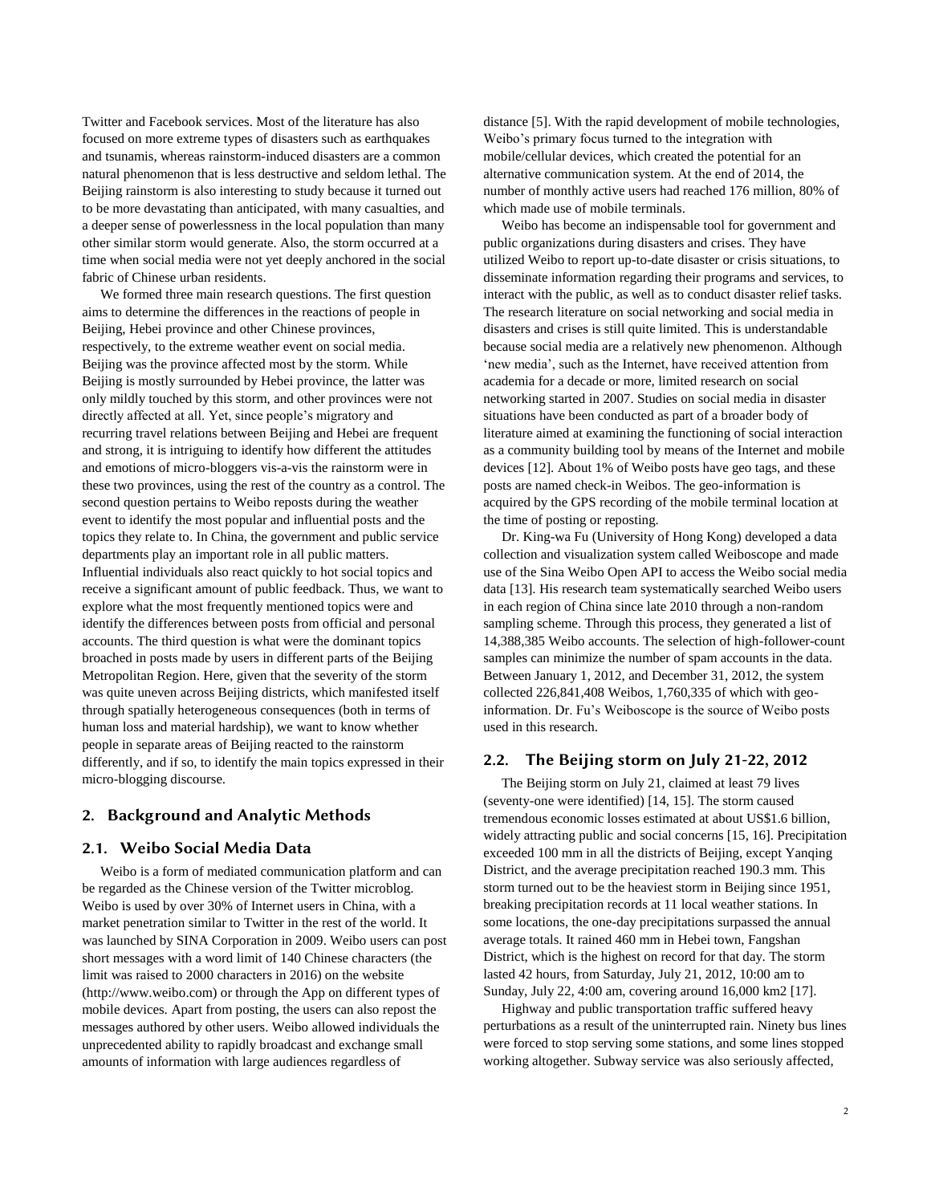Twitter and Facebook services. Most of the literature has also focused on more extreme types of disasters such as earthquakes and tsunamis, whereas rainstorm-induced disasters are a common natural phenomenon that is less destructive and seldom lethal. The Beijing rainstorm is also interesting to study because it turned out to be more devastating than anticipated, with many casualties, and a deeper sense of powerlessness in the local population than many other similar storm would generate. Also, the storm occurred at a time when social media were not yet deeply anchored in the social fabric of Chinese urban residents.

We formed three main research questions. The first question aims to determine the differences in the reactions of people in Beijing, Hebei province and other Chinese provinces, respectively, to the extreme weather event on social media. Beijing was the province affected most by the storm. While Beijing is mostly surrounded by Hebei province, the latter was only mildly touched by this storm, and other provinces were not directly affected at all. Yet, since people's migratory and recurring travel relations between Beijing and Hebei are frequent and strong, it is intriguing to identify how different the attitudes and emotions of micro-bloggers vis-a-vis the rainstorm were in these two provinces, using the rest of the country as a control. The second question pertains to Weibo reposts during the weather event to identify the most popular and influential posts and the topics they relate to. In China, the government and public service departments play an important role in all public matters. Influential individuals also react quickly to hot social topics and receive a significant amount of public feedback. Thus, we want to explore what the most frequently mentioned topics were and identify the differences between posts from official and personal accounts. The third question is what were the dominant topics broached in posts made by users in different parts of the Beijing Metropolitan Region. Here, given that the severity of the storm was quite uneven across Beijing districts, which manifested itself through spatially heterogeneous consequences (both in terms of human loss and material hardship), we want to know whether people in separate areas of Beijing reacted to the rainstorm differently, and if so, to identify the main topics expressed in their micro-blogging discourse.

## 2. Background and Analytic Methods

### 2.1. Weibo Social Media Data

Weibo is a form of mediated communication platform and can be regarded as the Chinese version of the Twitter microblog. Weibo is used by over 30% of Internet users in China, with a market penetration similar to Twitter in the rest of the world. It was launched by SINA Corporation in 2009. Weibo users can post short messages with a word limit of 140 Chinese characters (the limit was raised to 2000 characters in 2016) on the website (http://www.weibo.com) or through the App on different types of mobile devices. Apart from posting, the users can also repost the messages authored by other users. Weibo allowed individuals the unprecedented ability to rapidly broadcast and exchange small amounts of information with large audiences regardless of distance [5]. With the rapid development of mobile technologies, Weibo's primary focus turned to the integration with mobile/cellular devices, which created the potential for an alternative communication system. At the end of 2014, the number of monthly active users had reached 176 million, 80% of which made use of mobile terminals.

Weibo has become an indispensable tool for government and public organizations during disasters and crises. They have utilized Weibo to report up-to-date disaster or crisis situations, to disseminate information regarding their programs and services, to interact with the public, as well as to conduct disaster relief tasks. The research literature on social networking and social media in disasters and crises is still quite limited. This is understandable because social media are a relatively new phenomenon. Although 'new media', such as the Internet, have received attention from academia for a decade or more, limited research on social networking started in 2007. Studies on social media in disaster situations have been conducted as part of a broader body of literature aimed at examining the functioning of social interaction as a community building tool by means of the Internet and mobile devices [12]. About 1% of Weibo posts have geo tags, and these posts are named check-in Weibos. The geo-information is acquired by the GPS recording of the mobile terminal location at the time of posting or reposting.

Dr. King-wa Fu (University of Hong Kong) developed a data collection and visualization system called Weiboscope and made use of the Sina Weibo Open API to access the Weibo social media data [13]. His research team systematically searched Weibo users in each region of China since late 2010 through a non-random sampling scheme. Through this process, they generated a list of 14,388,385 Weibo accounts. The selection of high-follower-count samples can minimize the number of spam accounts in the data. Between January 1, 2012, and December 31, 2012, the system collected 226,841,408 Weibos, 1,760,335 of which with geo-information. Dr. Fu's Weiboscope is the source of Weibo posts used in this research.

### 2.2. The Beijing storm on July 21-22, 2012

The Beijing storm on July 21, claimed at least 79 lives (seventy-one were identified) [14, 15]. The storm caused tremendous economic losses estimated at about US$1.6 billion, widely attracting public and social concerns [15, 16]. Precipitation exceeded 100 mm in all the districts of Beijing, except Yanqing District, and the average precipitation reached 190.3 mm. This storm turned out to be the heaviest storm in Beijing since 1951, breaking precipitation records at 11 local weather stations. In some locations, the one-day precipitations surpassed the annual average totals. It rained 460 mm in Hebei town, Fangshan District, which is the highest on record for that day. The storm lasted 42 hours, from Saturday, July 21, 2012, 10:00 am to Sunday, July 22, 4:00 am, covering around 16,000 km2 [17].

Highway and public transportation traffic suffered heavy perturbations as a result of the uninterrupted rain. Ninety bus lines were forced to stop serving some stations, and some lines stopped working altogether. Subway service was also seriously affected,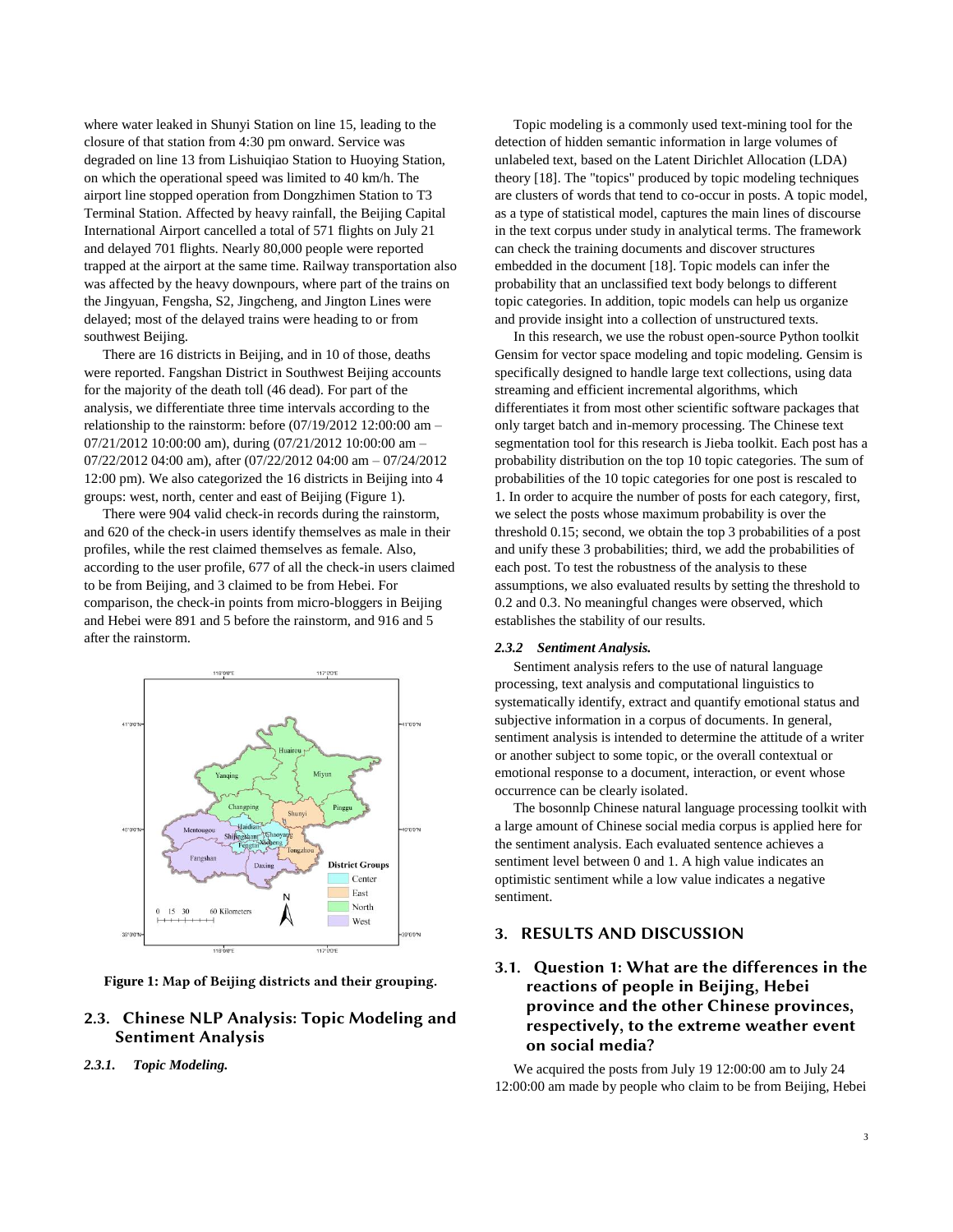where water leaked in Shunyi Station on line 15, leading to the closure of that station from 4:30 pm onward. Service was degraded on line 13 from Lishuiqiao Station to Huoying Station, on which the operational speed was limited to 40 km/h. The airport line stopped operation from Dongzhimen Station to T3 Terminal Station. Affected by heavy rainfall, the Beijing Capital International Airport cancelled a total of 571 flights on July 21 and delayed 701 flights. Nearly 80,000 people were reported trapped at the airport at the same time. Railway transportation also was affected by the heavy downpours, where part of the trains on the Jingyuan, Fengsha, S2, Jingcheng, and Jington Lines were delayed; most of the delayed trains were heading to or from southwest Beijing.

There are 16 districts in Beijing, and in 10 of those, deaths were reported. Fangshan District in Southwest Beijing accounts for the majority of the death toll (46 dead). For part of the analysis, we differentiate three time intervals according to the relationship to the rainstorm: before (07/19/2012 12:00:00 am – 07/21/2012 10:00:00 am), during (07/21/2012 10:00:00 am – 07/22/2012 04:00 am), after (07/22/2012 04:00 am – 07/24/2012 12:00 pm). We also categorized the 16 districts in Beijing into 4 groups: west, north, center and east of Beijing (Figure 1).

There were 904 valid check-in records during the rainstorm, and 620 of the check-in users identify themselves as male in their profiles, while the rest claimed themselves as female. Also, according to the user profile, 677 of all the check-in users claimed to be from Beijing, and 3 claimed to be from Hebei. For comparison, the check-in points from micro-bloggers in Beijing and Hebei were 891 and 5 before the rainstorm, and 916 and 5 after the rainstorm.

**Figure 1: Map of Beijing districts and their grouping.**

## 2.3. Chinese NLP Analysis: Topic Modeling and Sentiment Analysis

### *2.3.1. Topic Modeling.*

Topic modeling is a commonly used text-mining tool for the detection of hidden semantic information in large volumes of unlabeled text, based on the Latent Dirichlet Allocation (LDA) theory [18]. The "topics" produced by topic modeling techniques are clusters of words that tend to co-occur in posts. A topic model, as a type of statistical model, captures the main lines of discourse in the text corpus under study in analytical terms. The framework can check the training documents and discover structures embedded in the document [18]. Topic models can infer the probability that an unclassified text body belongs to different topic categories. In addition, topic models can help us organize and provide insight into a collection of unstructured texts.

In this research, we use the robust open-source Python toolkit Gensim for vector space modeling and topic modeling. Gensim is specifically designed to handle large text collections, using data streaming and efficient incremental algorithms, which differentiates it from most other scientific software packages that only target batch and in-memory processing. The Chinese text segmentation tool for this research is Jieba toolkit. Each post has a probability distribution on the top 10 topic categories. The sum of probabilities of the 10 topic categories for one post is rescaled to 1. In order to acquire the number of posts for each category, first, we select the posts whose maximum probability is over the threshold 0.15; second, we obtain the top 3 probabilities of a post and unify these 3 probabilities; third, we add the probabilities of each post. To test the robustness of the analysis to these assumptions, we also evaluated results by setting the threshold to 0.2 and 0.3. No meaningful changes were observed, which establishes the stability of our results.

### *2.3.2 Sentiment Analysis.*

Sentiment analysis refers to the use of natural language processing, text analysis and computational linguistics to systematically identify, extract and quantify emotional status and subjective information in a corpus of documents. In general, sentiment analysis is intended to determine the attitude of a writer or another subject to some topic, or the overall contextual or emotional response to a document, interaction, or event whose occurrence can be clearly isolated.

The bosonnlp Chinese natural language processing toolkit with a large amount of Chinese social media corpus is applied here for the sentiment analysis. Each evaluated sentence achieves a sentiment level between 0 and 1. A high value indicates an optimistic sentiment while a low value indicates a negative sentiment.

# 3. RESULTS AND DISCUSSION

## 3.1. Question 1: What are the differences in the reactions of people in Beijing, Hebei province and the other Chinese provinces, respectively, to the extreme weather event on social media?

We acquired the posts from July 19 12:00:00 am to July 24 12:00:00 am made by people who claim to be from Beijing, Hebei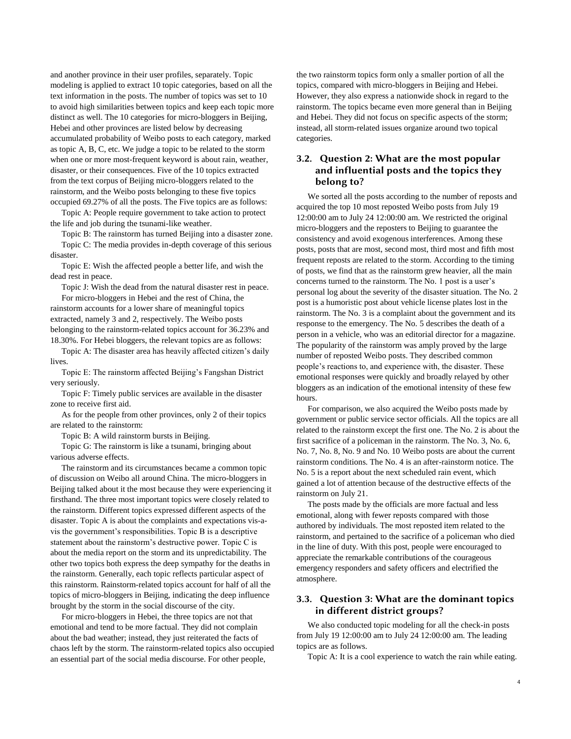and another province in their user profiles, separately. Topic modeling is applied to extract 10 topic categories, based on all the text information in the posts. The number of topics was set to 10 to avoid high similarities between topics and keep each topic more distinct as well. The 10 categories for micro-bloggers in Beijing, Hebei and other provinces are listed below by decreasing accumulated probability of Weibo posts to each category, marked as topic A, B, C, etc. We judge a topic to be related to the storm when one or more most-frequent keyword is about rain, weather, disaster, or their consequences. Five of the 10 topics extracted from the text corpus of Beijing micro-bloggers related to the rainstorm, and the Weibo posts belonging to these five topics occupied 69.27% of all the posts. The Five topics are as follows:

Topic A: People require government to take action to protect the life and job during the tsunami-like weather.

Topic B: The rainstorm has turned Beijing into a disaster zone.

Topic C: The media provides in-depth coverage of this serious disaster.

Topic E: Wish the affected people a better life, and wish the dead rest in peace.

Topic J: Wish the dead from the natural disaster rest in peace.

For micro-bloggers in Hebei and the rest of China, the rainstorm accounts for a lower share of meaningful topics extracted, namely 3 and 2, respectively. The Weibo posts belonging to the rainstorm-related topics account for 36.23% and 18.30%. For Hebei bloggers, the relevant topics are as follows:

Topic A: The disaster area has heavily affected citizen's daily lives.

Topic E: The rainstorm affected Beijing's Fangshan District very seriously.

Topic F: Timely public services are available in the disaster zone to receive first aid.

As for the people from other provinces, only 2 of their topics are related to the rainstorm:

Topic B: A wild rainstorm bursts in Beijing.

Topic G: The rainstorm is like a tsunami, bringing about various adverse effects.

The rainstorm and its circumstances became a common topic of discussion on Weibo all around China. The micro-bloggers in Beijing talked about it the most because they were experiencing it firsthand. The three most important topics were closely related to the rainstorm. Different topics expressed different aspects of the disaster. Topic A is about the complaints and expectations vis-a-vis the government's responsibilities. Topic B is a descriptive statement about the rainstorm's destructive power. Topic C is about the media report on the storm and its unpredictability. The other two topics both express the deep sympathy for the deaths in the rainstorm. Generally, each topic reflects particular aspect of this rainstorm. Rainstorm-related topics account for half of all the topics of micro-bloggers in Beijing, indicating the deep influence brought by the storm in the social discourse of the city.

For micro-bloggers in Hebei, the three topics are not that emotional and tend to be more factual. They did not complain about the bad weather; instead, they just reiterated the facts of chaos left by the storm. The rainstorm-related topics also occupied an essential part of the social media discourse. For other people, the two rainstorm topics form only a smaller portion of all the topics, compared with micro-bloggers in Beijing and Hebei. However, they also express a nationwide shock in regard to the rainstorm. The topics became even more general than in Beijing and Hebei. They did not focus on specific aspects of the storm; instead, all storm-related issues organize around two topical categories.

### 3.2. Question 2: What are the most popular and influential posts and the topics they belong to?

We sorted all the posts according to the number of reposts and acquired the top 10 most reposted Weibo posts from July 19 12:00:00 am to July 24 12:00:00 am. We restricted the original micro-bloggers and the reposters to Beijing to guarantee the consistency and avoid exogenous interferences. Among these posts, posts that are most, second most, third most and fifth most frequent reposts are related to the storm. According to the timing of posts, we find that as the rainstorm grew heavier, all the main concerns turned to the rainstorm. The No. 1 post is a user's personal log about the severity of the disaster situation. The No. 2 post is a humoristic post about vehicle license plates lost in the rainstorm. The No. 3 is a complaint about the government and its response to the emergency. The No. 5 describes the death of a person in a vehicle, who was an editorial director for a magazine. The popularity of the rainstorm was amply proved by the large number of reposted Weibo posts. They described common people's reactions to, and experience with, the disaster. These emotional responses were quickly and broadly relayed by other bloggers as an indication of the emotional intensity of these few hours.

For comparison, we also acquired the Weibo posts made by government or public service sector officials. All the topics are all related to the rainstorm except the first one. The No. 2 is about the first sacrifice of a policeman in the rainstorm. The No. 3, No. 6, No. 7, No. 8, No. 9 and No. 10 Weibo posts are about the current rainstorm conditions. The No. 4 is an after-rainstorm notice. The No. 5 is a report about the next scheduled rain event, which gained a lot of attention because of the destructive effects of the rainstorm on July 21.

The posts made by the officials are more factual and less emotional, along with fewer reposts compared with those authored by individuals. The most reposted item related to the rainstorm, and pertained to the sacrifice of a policeman who died in the line of duty. With this post, people were encouraged to appreciate the remarkable contributions of the courageous emergency responders and safety officers and electrified the atmosphere.

### 3.3. Question 3: What are the dominant topics in different district groups?

We also conducted topic modeling for all the check-in posts from July 19 12:00:00 am to July 24 12:00:00 am. The leading topics are as follows.

Topic A: It is a cool experience to watch the rain while eating.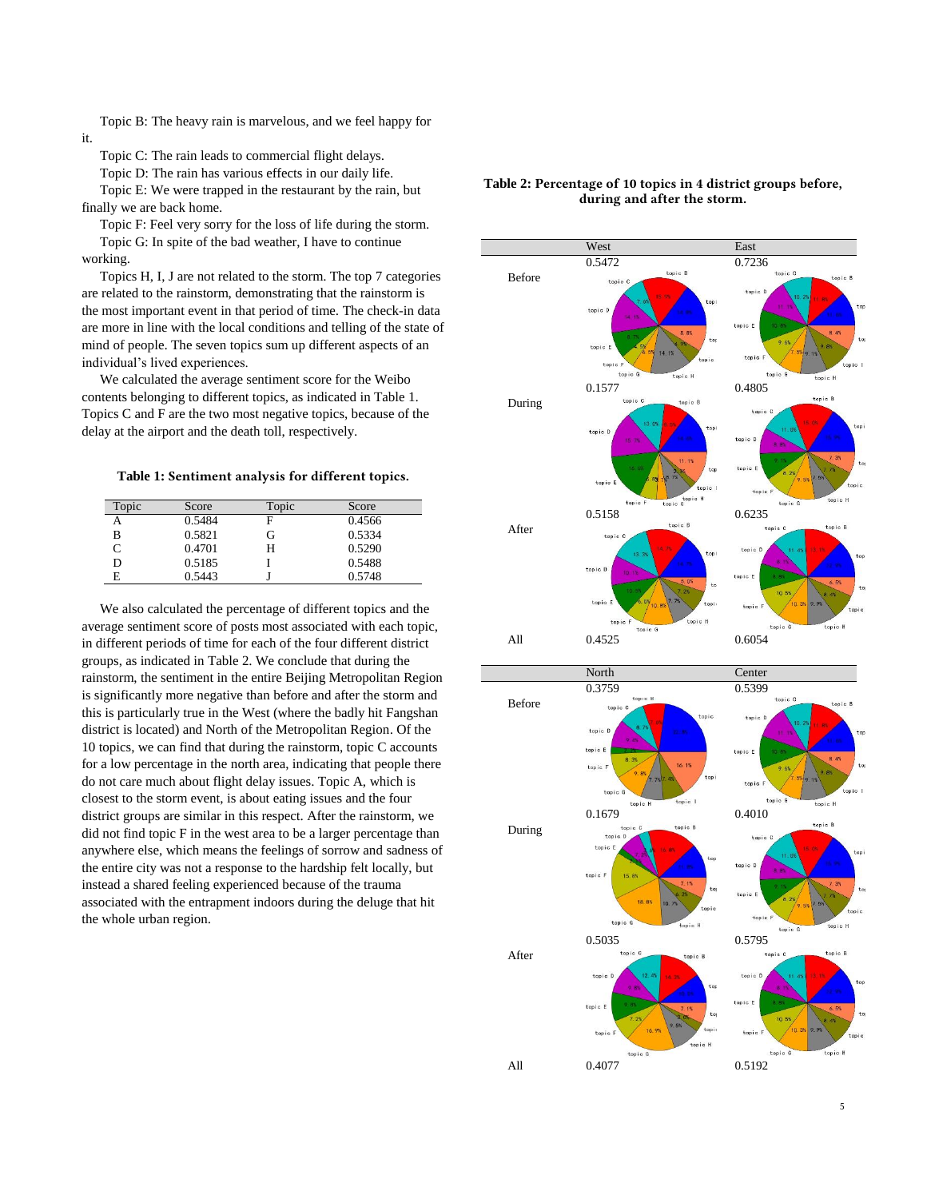Topic B: The heavy rain is marvelous, and we feel happy for it.

Topic C: The rain leads to commercial flight delays.

Topic D: The rain has various effects in our daily life.

Topic E: We were trapped in the restaurant by the rain, but finally we are back home.

Topic F: Feel very sorry for the loss of life during the storm.

Topic G: In spite of the bad weather, I have to continue working.

Topics H, I, J are not related to the storm. The top 7 categories are related to the rainstorm, demonstrating that the rainstorm is the most important event in that period of time. The check-in data are more in line with the local conditions and telling of the state of mind of people. The seven topics sum up different aspects of an individual's lived experiences.

We calculated the average sentiment score for the Weibo contents belonging to different topics, as indicated in Table 1. Topics C and F are the two most negative topics, because of the delay at the airport and the death toll, respectively.

**Table 1: Sentiment analysis for different topics.**

| Topic | Score | Topic | Score |
|---|---|---|---|
| A | 0.5484 | F | 0.4566 |
| B | 0.5821 | G | 0.5334 |
| C | 0.4701 | H | 0.5290 |
| D | 0.5185 | I | 0.5488 |
| E | 0.5443 | J | 0.5748 |

We also calculated the percentage of different topics and the average sentiment score of posts most associated with each topic, in different periods of time for each of the four different district groups, as indicated in Table 2. We conclude that during the rainstorm, the sentiment in the entire Beijing Metropolitan Region is significantly more negative than before and after the storm and this is particularly true in the West (where the badly hit Fangshan district is located) and North of the Metropolitan Region. Of the 10 topics, we can find that during the rainstorm, topic C accounts for a low percentage in the north area, indicating that people there do not care much about flight delay issues. Topic A, which is closest to the storm event, is about eating issues and the four district groups are similar in this respect. After the rainstorm, we did not find topic F in the west area to be a larger percentage than anywhere else, which means the feelings of sorrow and sadness of the entire city was not a response to the hardship felt locally, but instead a shared feeling experienced because of the trauma associated with the entrapment indoors during the deluge that hit the whole urban region.

**Table 2: Percentage of 10 topics in 4 district groups before, during and after the storm.**

| | West | East |
|---|---|---|
| Before | 0.5472 | 0.7236 |
| During | 0.1577 | 0.4805 |
| After | 0.5158 | 0.6235 |
| All | 0.4525 | 0.6054 |

| | North | Center |
|---|---|---|
| Before | 0.3759 | 0.5399 |
| During | 0.1679 | 0.4010 |
| After | 0.5035 | 0.5795 |
| All | 0.4077 | 0.5192 |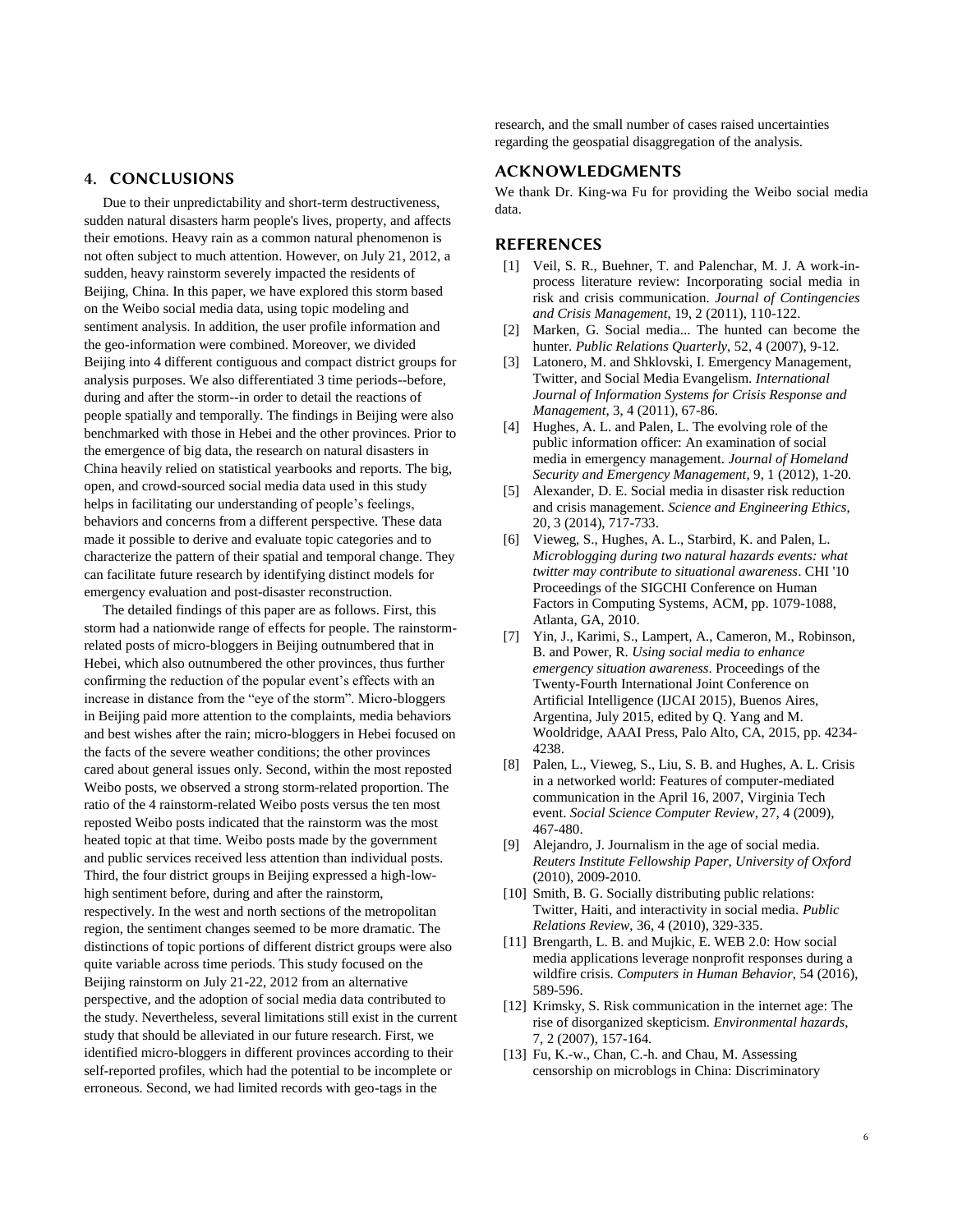## 4. CONCLUSIONS

Due to their unpredictability and short-term destructiveness, sudden natural disasters harm people's lives, property, and affects their emotions. Heavy rain as a common natural phenomenon is not often subject to much attention. However, on July 21, 2012, a sudden, heavy rainstorm severely impacted the residents of Beijing, China. In this paper, we have explored this storm based on the Weibo social media data, using topic modeling and sentiment analysis. In addition, the user profile information and the geo-information were combined. Moreover, we divided Beijing into 4 different contiguous and compact district groups for analysis purposes. We also differentiated 3 time periods--before, during and after the storm--in order to detail the reactions of people spatially and temporally. The findings in Beijing were also benchmarked with those in Hebei and the other provinces. Prior to the emergence of big data, the research on natural disasters in China heavily relied on statistical yearbooks and reports. The big, open, and crowd-sourced social media data used in this study helps in facilitating our understanding of people's feelings, behaviors and concerns from a different perspective. These data made it possible to derive and evaluate topic categories and to characterize the pattern of their spatial and temporal change. They can facilitate future research by identifying distinct models for emergency evaluation and post-disaster reconstruction.

The detailed findings of this paper are as follows. First, this storm had a nationwide range of effects for people. The rainstorm-related posts of micro-bloggers in Beijing outnumbered that in Hebei, which also outnumbered the other provinces, thus further confirming the reduction of the popular event's effects with an increase in distance from the "eye of the storm". Micro-bloggers in Beijing paid more attention to the complaints, media behaviors and best wishes after the rain; micro-bloggers in Hebei focused on the facts of the severe weather conditions; the other provinces cared about general issues only. Second, within the most reposted Weibo posts, we observed a strong storm-related proportion. The ratio of the 4 rainstorm-related Weibo posts versus the ten most reposted Weibo posts indicated that the rainstorm was the most heated topic at that time. Weibo posts made by the government and public services received less attention than individual posts. Third, the four district groups in Beijing expressed a high-low-high sentiment before, during and after the rainstorm, respectively. In the west and north sections of the metropolitan region, the sentiment changes seemed to be more dramatic. The distinctions of topic portions of different district groups were also quite variable across time periods. This study focused on the Beijing rainstorm on July 21-22, 2012 from an alternative perspective, and the adoption of social media data contributed to the study. Nevertheless, several limitations still exist in the current study that should be alleviated in our future research. First, we identified micro-bloggers in different provinces according to their self-reported profiles, which had the potential to be incomplete or erroneous. Second, we had limited records with geo-tags in the research, and the small number of cases raised uncertainties regarding the geospatial disaggregation of the analysis.

## ACKNOWLEDGMENTS

We thank Dr. King-wa Fu for providing the Weibo social media data.

## REFERENCES

[1] Veil, S. R., Buehner, T. and Palenchar, M. J. A work-in-process literature review: Incorporating social media in risk and crisis communication. *Journal of Contingencies and Crisis Management*, 19, 2 (2011), 110-122.

[2] Marken, G. Social media... The hunted can become the hunter. *Public Relations Quarterly*, 52, 4 (2007), 9-12.

[3] Latonero, M. and Shklovski, I. Emergency Management, Twitter, and Social Media Evangelism. *International Journal of Information Systems for Crisis Response and Management*, 3, 4 (2011), 67-86.

[4] Hughes, A. L. and Palen, L. The evolving role of the public information officer: An examination of social media in emergency management. *Journal of Homeland Security and Emergency Management*, 9, 1 (2012), 1-20.

[5] Alexander, D. E. Social media in disaster risk reduction and crisis management. *Science and Engineering Ethics*, 20, 3 (2014), 717-733.

[6] Vieweg, S., Hughes, A. L., Starbird, K. and Palen, L. *Microblogging during two natural hazards events: what twitter may contribute to situational awareness*. CHI '10 Proceedings of the SIGCHI Conference on Human Factors in Computing Systems, ACM, pp. 1079-1088, Atlanta, GA, 2010.

[7] Yin, J., Karimi, S., Lampert, A., Cameron, M., Robinson, B. and Power, R. *Using social media to enhance emergency situation awareness*. Proceedings of the Twenty-Fourth International Joint Conference on Artificial Intelligence (IJCAI 2015), Buenos Aires, Argentina, July 2015, edited by Q. Yang and M. Wooldridge, AAAI Press, Palo Alto, CA, 2015, pp. 4234-4238.

[8] Palen, L., Vieweg, S., Liu, S. B. and Hughes, A. L. Crisis in a networked world: Features of computer-mediated communication in the April 16, 2007, Virginia Tech event. *Social Science Computer Review*, 27, 4 (2009), 467-480.

[9] Alejandro, J. Journalism in the age of social media. *Reuters Institute Fellowship Paper, University of Oxford* (2010), 2009-2010.

[10] Smith, B. G. Socially distributing public relations: Twitter, Haiti, and interactivity in social media. *Public Relations Review*, 36, 4 (2010), 329-335.

[11] Brengarth, L. B. and Mujkic, E. WEB 2.0: How social media applications leverage nonprofit responses during a wildfire crisis. *Computers in Human Behavior*, 54 (2016), 589-596.

[12] Krimsky, S. Risk communication in the internet age: The rise of disorganized skepticism. *Environmental hazards*, 7, 2 (2007), 157-164.

[13] Fu, K.-w., Chan, C.-h. and Chau, M. Assessing censorship on microblogs in China: Discriminatory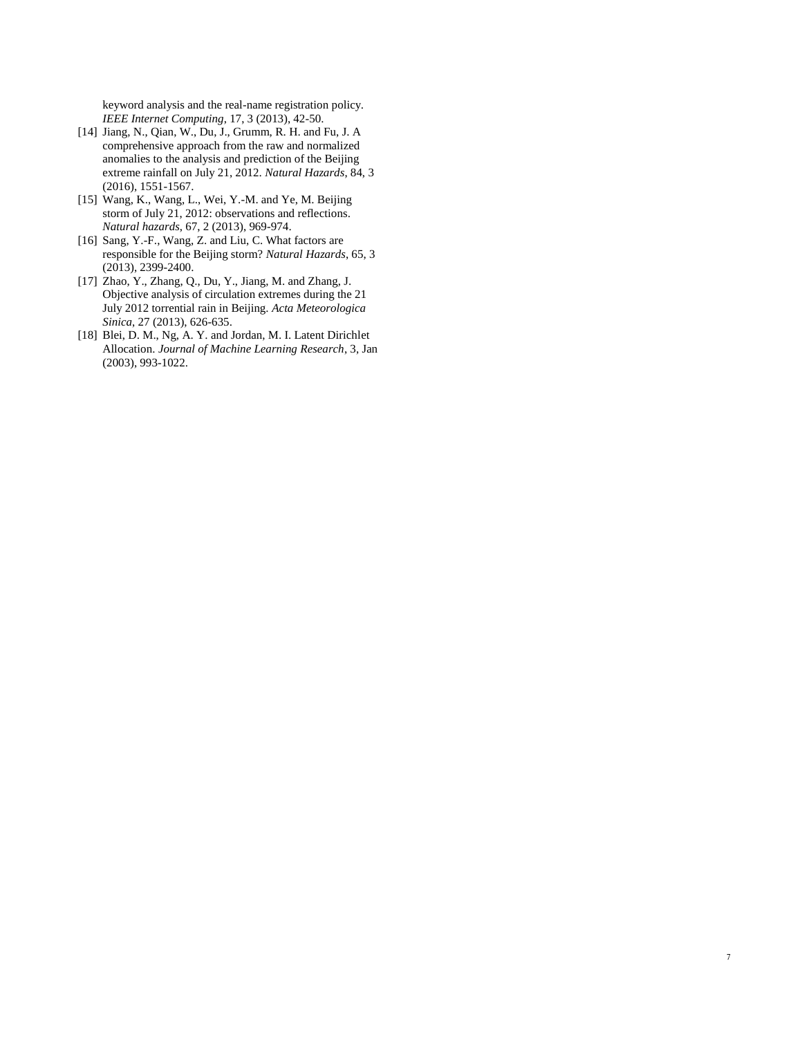keyword analysis and the real-name registration policy. *IEEE Internet Computing*, 17, 3 (2013), 42-50.

[14] Jiang, N., Qian, W., Du, J., Grumm, R. H. and Fu, J. A comprehensive approach from the raw and normalized anomalies to the analysis and prediction of the Beijing extreme rainfall on July 21, 2012. *Natural Hazards*, 84, 3 (2016), 1551-1567.

[15] Wang, K., Wang, L., Wei, Y.-M. and Ye, M. Beijing storm of July 21, 2012: observations and reflections. *Natural hazards*, 67, 2 (2013), 969-974.

[16] Sang, Y.-F., Wang, Z. and Liu, C. What factors are responsible for the Beijing storm? *Natural Hazards*, 65, 3 (2013), 2399-2400.

[17] Zhao, Y., Zhang, Q., Du, Y., Jiang, M. and Zhang, J. Objective analysis of circulation extremes during the 21 July 2012 torrential rain in Beijing. *Acta Meteorologica Sinica*, 27 (2013), 626-635.

[18] Blei, D. M., Ng, A. Y. and Jordan, M. I. Latent Dirichlet Allocation. *Journal of Machine Learning Research*, 3, Jan (2003), 993-1022.